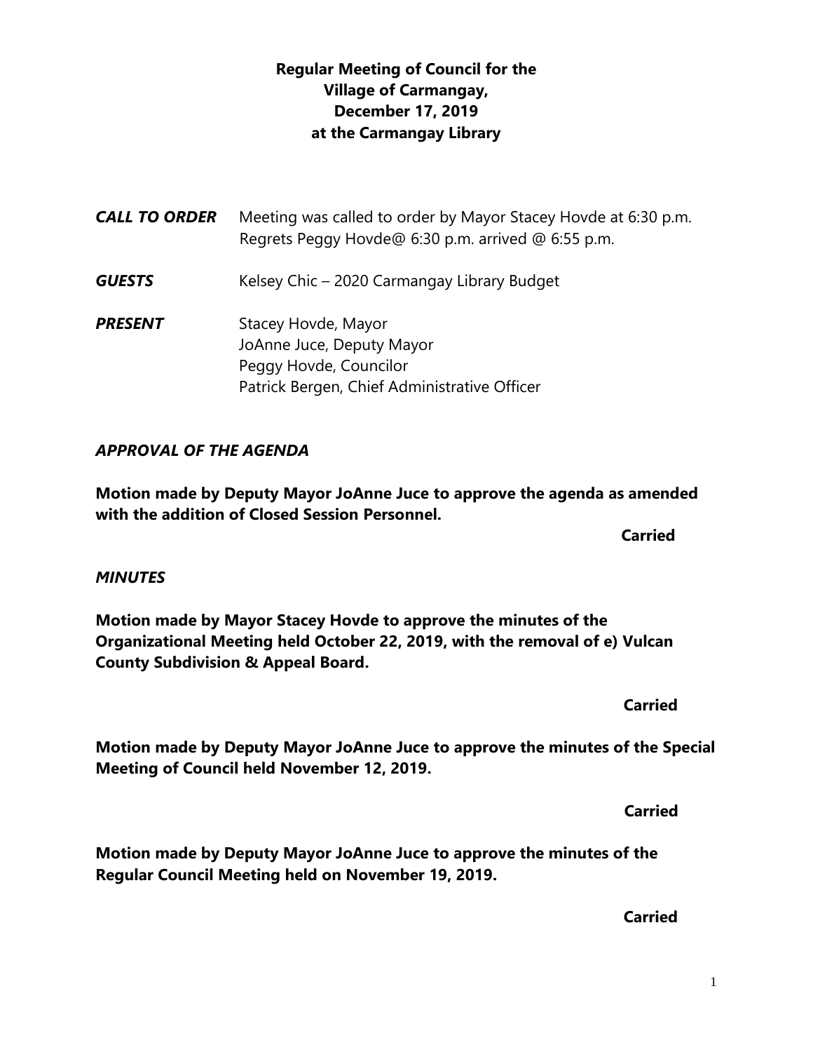# Regular Meeting of Council for the Village of Carmangay, December 17, 2019 at the Carmangay Library

***CALL TO ORDER*** Meeting was called to order by Mayor Stacey Hovde at 6:30 p.m. Regrets Peggy Hovde@ 6:30 p.m. arrived @ 6:55 p.m.

***GUESTS*** Kelsey Chic – 2020 Carmangay Library Budget

***PRESENT*** Stacey Hovde, Mayor
JoAnne Juce, Deputy Mayor
Peggy Hovde, Councilor
Patrick Bergen, Chief Administrative Officer

***APPROVAL OF THE AGENDA***

**Motion made by Deputy Mayor JoAnne Juce to approve the agenda as amended with the addition of Closed Session Personnel.**

**Carried**

***MINUTES***

**Motion made by Mayor Stacey Hovde to approve the minutes of the Organizational Meeting held October 22, 2019, with the removal of e) Vulcan County Subdivision & Appeal Board.**

**Carried**

**Motion made by Deputy Mayor JoAnne Juce to approve the minutes of the Special Meeting of Council held November 12, 2019.**

**Carried**

**Motion made by Deputy Mayor JoAnne Juce to approve the minutes of the Regular Council Meeting held on November 19, 2019.**

**Carried**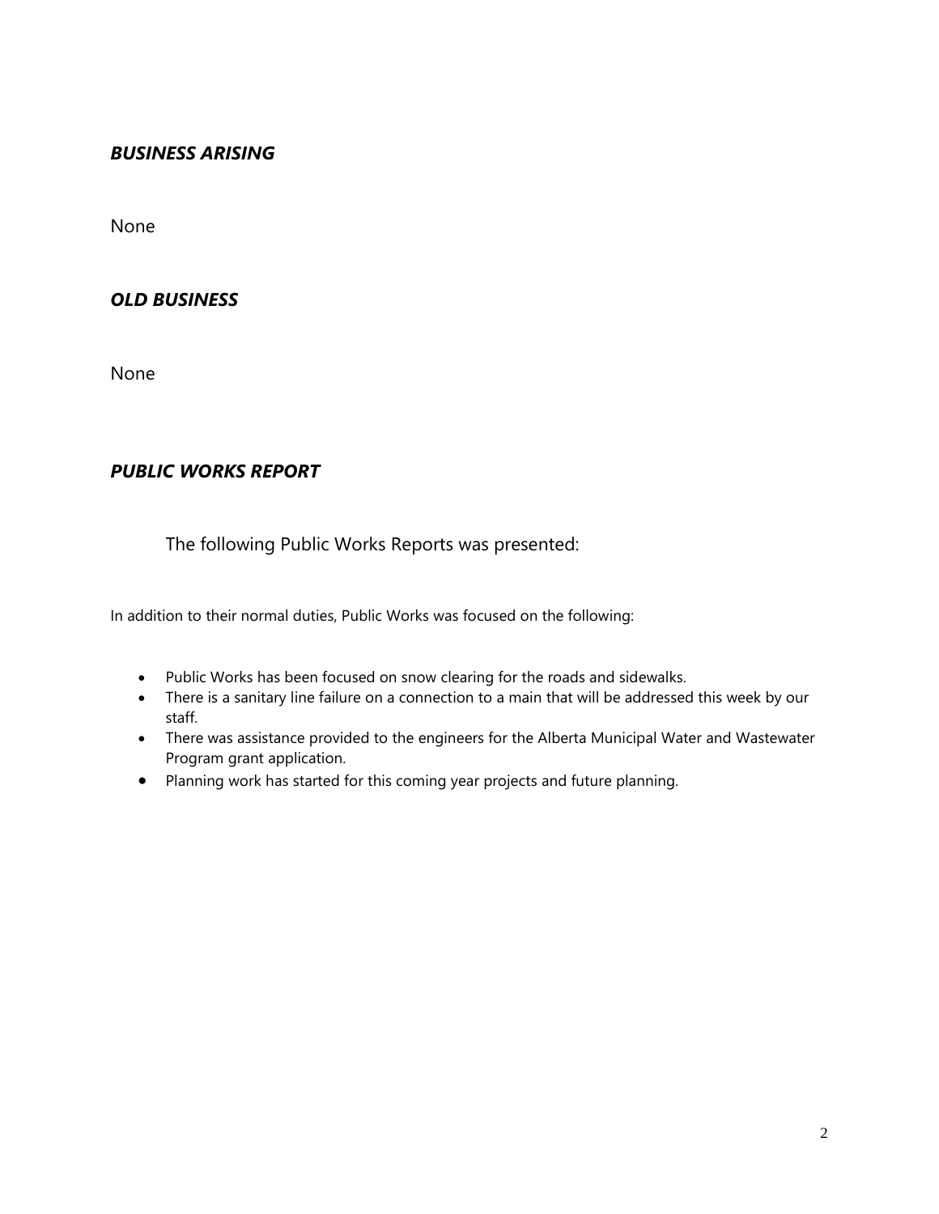### ***BUSINESS ARISING***

None

### ***OLD BUSINESS***

None

### ***PUBLIC WORKS REPORT***

The following Public Works Reports was presented:

In addition to their normal duties, Public Works was focused on the following:

- Public Works has been focused on snow clearing for the roads and sidewalks.
- There is a sanitary line failure on a connection to a main that will be addressed this week by our staff.
- There was assistance provided to the engineers for the Alberta Municipal Water and Wastewater Program grant application.
- Planning work has started for this coming year projects and future planning.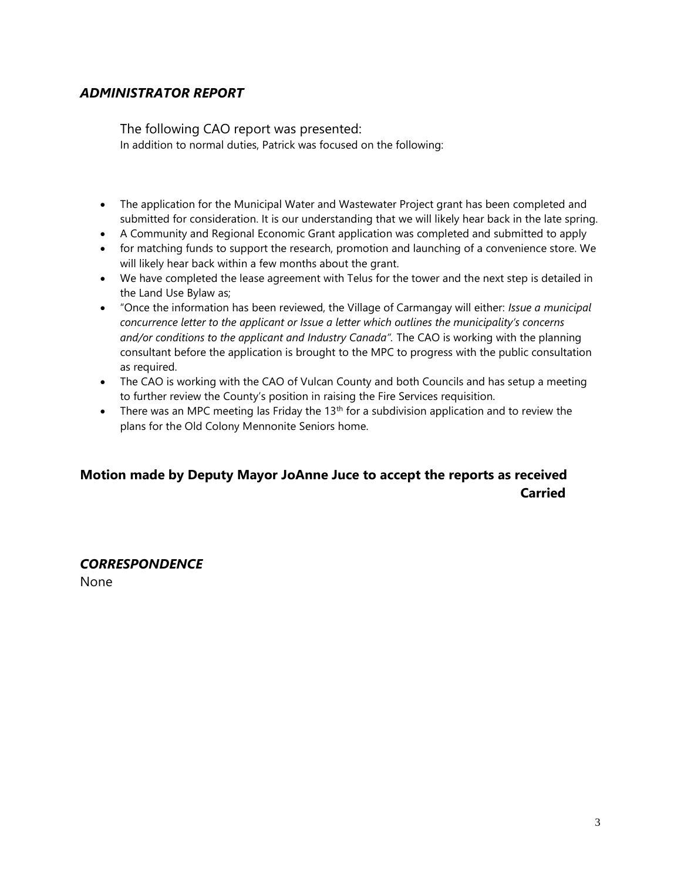## *ADMINISTRATOR REPORT*

The following CAO report was presented:
In addition to normal duties, Patrick was focused on the following:

- The application for the Municipal Water and Wastewater Project grant has been completed and submitted for consideration. It is our understanding that we will likely hear back in the late spring.
- A Community and Regional Economic Grant application was completed and submitted to apply
- for matching funds to support the research, promotion and launching of a convenience store. We will likely hear back within a few months about the grant.
- We have completed the lease agreement with Telus for the tower and the next step is detailed in the Land Use Bylaw as;
- "Once the information has been reviewed, the Village of Carmangay will either: *Issue a municipal concurrence letter to the applicant or Issue a letter which outlines the municipality's concerns and/or conditions to the applicant and Industry Canada"*. The CAO is working with the planning consultant before the application is brought to the MPC to progress with the public consultation as required.
- The CAO is working with the CAO of Vulcan County and both Councils and has setup a meeting to further review the County's position in raising the Fire Services requisition.
- There was an MPC meeting las Friday the 13th for a subdivision application and to review the plans for the Old Colony Mennonite Seniors home.

**Motion made by Deputy Mayor JoAnne Juce to accept the reports as received**
**Carried**

## *CORRESPONDENCE*

None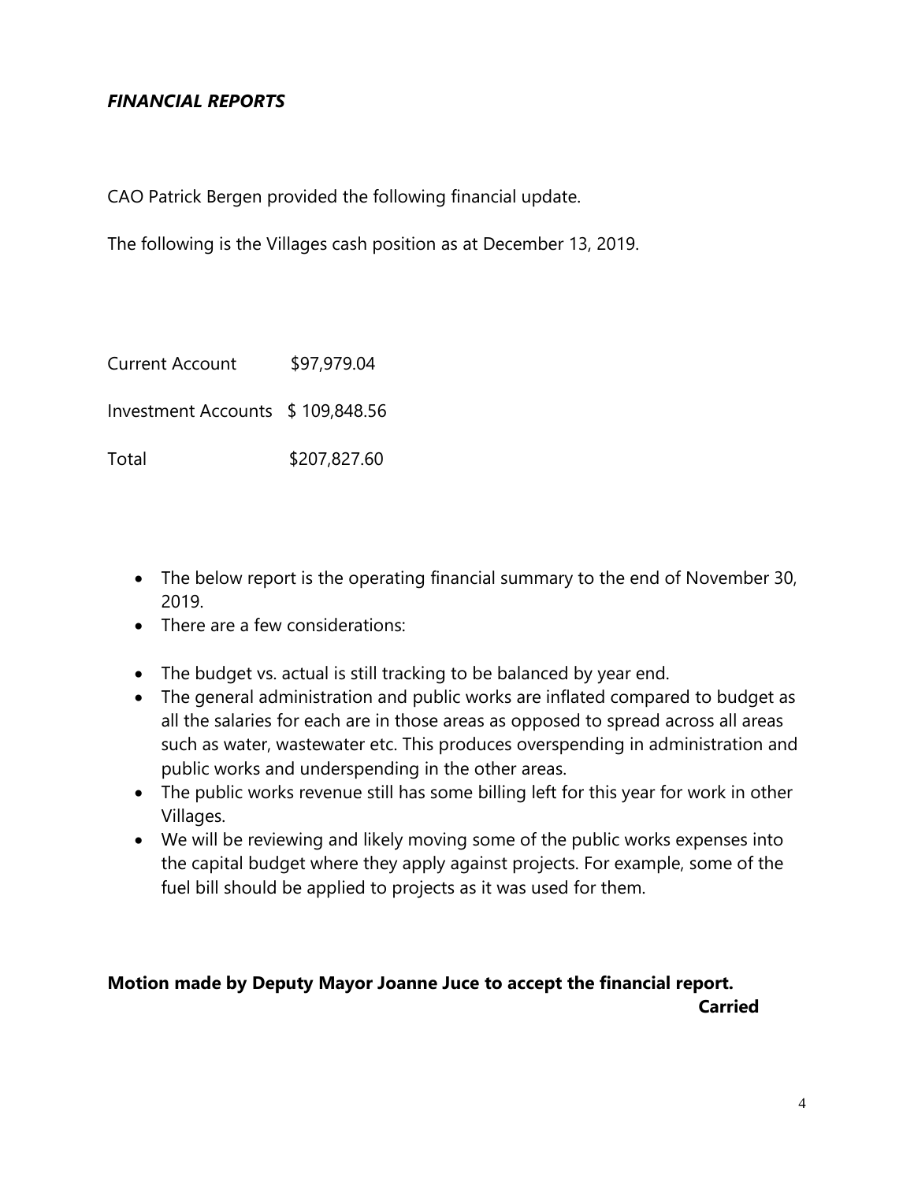***FINANCIAL REPORTS***

CAO Patrick Bergen provided the following financial update.

The following is the Villages cash position as at December 13, 2019.

| | |
|---|---|
| Current Account | \$97,979.04 |
| Investment Accounts | \$ 109,848.56 |
| Total | \$207,827.60 |

- The below report is the operating financial summary to the end of November 30, 2019.
- There are a few considerations:

- The budget vs. actual is still tracking to be balanced by year end.
- The general administration and public works are inflated compared to budget as all the salaries for each are in those areas as opposed to spread across all areas such as water, wastewater etc. This produces overspending in administration and public works and underspending in the other areas.
- The public works revenue still has some billing left for this year for work in other Villages.
- We will be reviewing and likely moving some of the public works expenses into the capital budget where they apply against projects. For example, some of the fuel bill should be applied to projects as it was used for them.

**Motion made by Deputy Mayor Joanne Juce to accept the financial report.**

**Carried**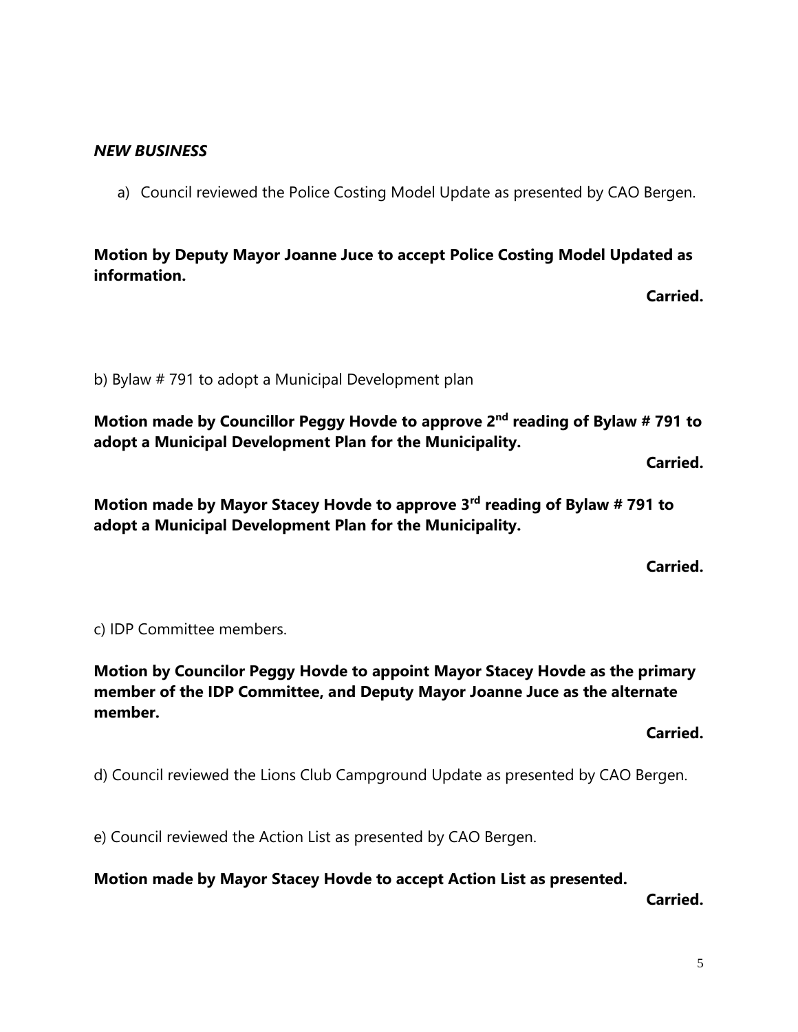***NEW BUSINESS***

a) Council reviewed the Police Costing Model Update as presented by CAO Bergen.

**Motion by Deputy Mayor Joanne Juce to accept Police Costing Model Updated as information.**

**Carried.**

b) Bylaw # 791 to adopt a Municipal Development plan

**Motion made by Councillor Peggy Hovde to approve 2nd reading of Bylaw # 791 to adopt a Municipal Development Plan for the Municipality.**

**Carried.**

**Motion made by Mayor Stacey Hovde to approve 3rd reading of Bylaw # 791 to adopt a Municipal Development Plan for the Municipality.**

**Carried.**

c) IDP Committee members.

**Motion by Councilor Peggy Hovde to appoint Mayor Stacey Hovde as the primary member of the IDP Committee, and Deputy Mayor Joanne Juce as the alternate member.**

**Carried.**

d) Council reviewed the Lions Club Campground Update as presented by CAO Bergen.

e) Council reviewed the Action List as presented by CAO Bergen.

**Motion made by Mayor Stacey Hovde to accept Action List as presented.**

**Carried.**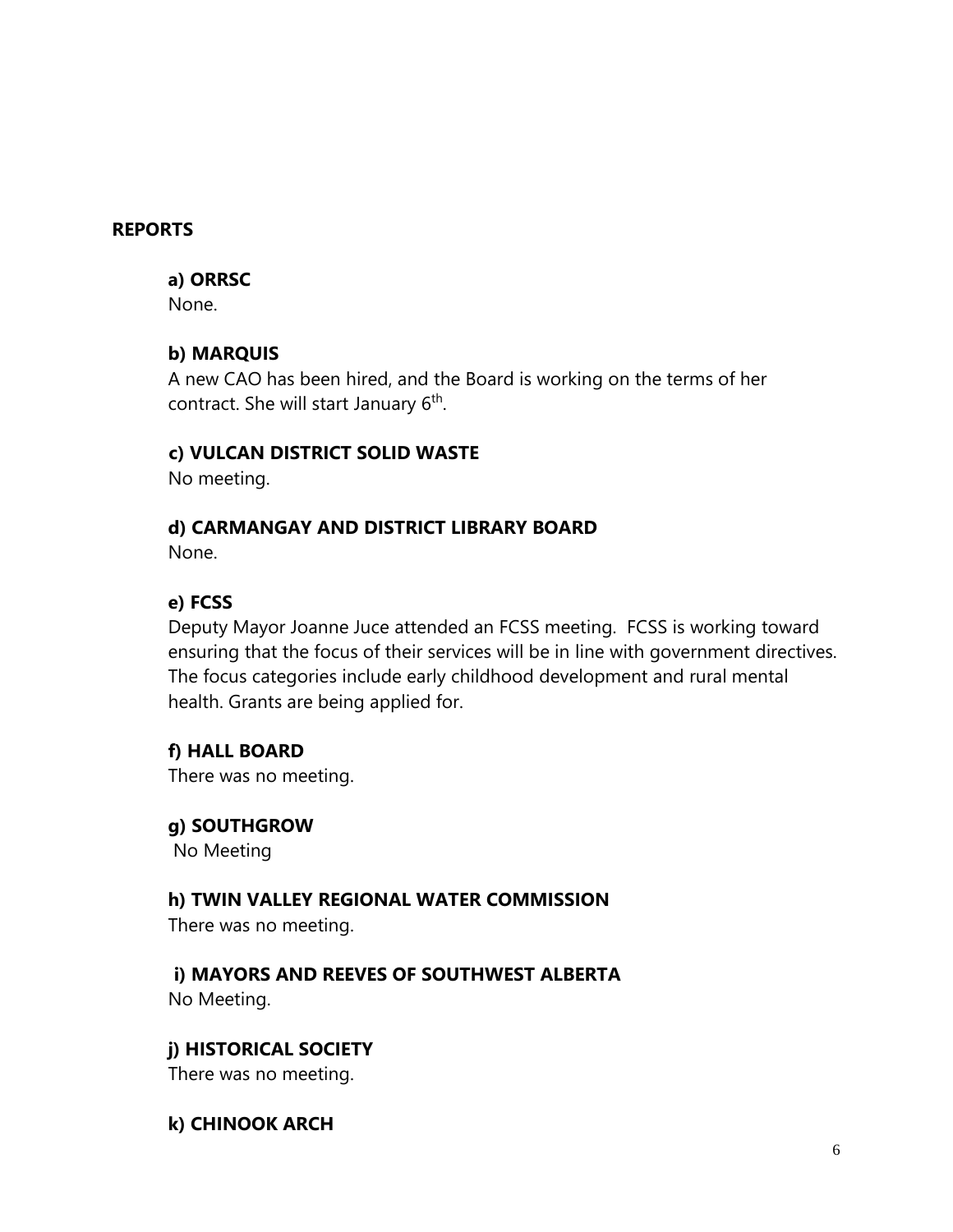## REPORTS

### a) ORRSC

None.

### b) MARQUIS

A new CAO has been hired, and the Board is working on the terms of her contract. She will start January 6th.

### c) VULCAN DISTRICT SOLID WASTE

No meeting.

### d) CARMANGAY AND DISTRICT LIBRARY BOARD

None.

### e) FCSS

Deputy Mayor Joanne Juce attended an FCSS meeting. FCSS is working toward ensuring that the focus of their services will be in line with government directives. The focus categories include early childhood development and rural mental health. Grants are being applied for.

### f) HALL BOARD

There was no meeting.

### g) SOUTHGROW

No Meeting

### h) TWIN VALLEY REGIONAL WATER COMMISSION

There was no meeting.

### i) MAYORS AND REEVES OF SOUTHWEST ALBERTA

No Meeting.

### j) HISTORICAL SOCIETY

There was no meeting.

### k) CHINOOK ARCH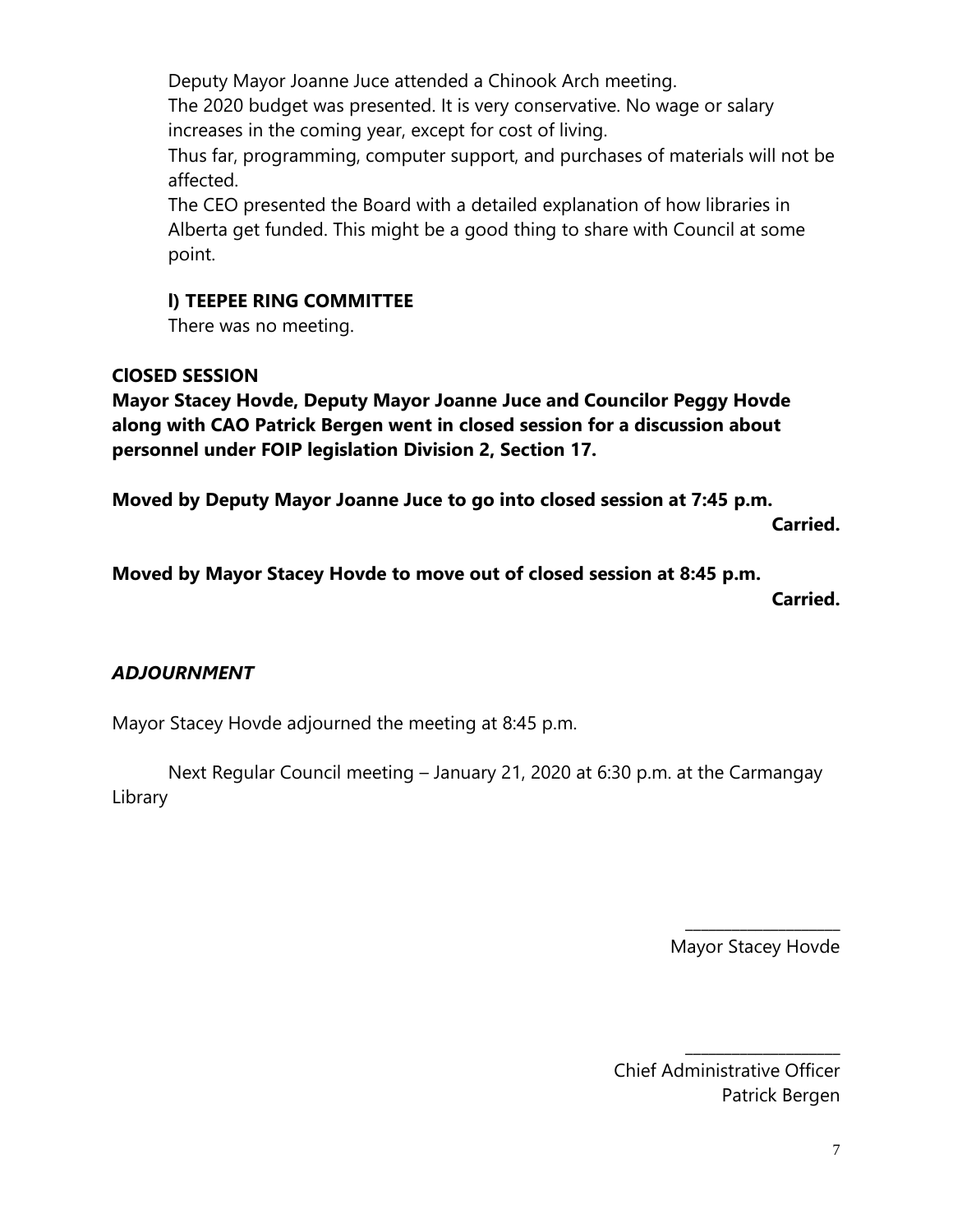Deputy Mayor Joanne Juce attended a Chinook Arch meeting.
The 2020 budget was presented. It is very conservative. No wage or salary increases in the coming year, except for cost of living.
Thus far, programming, computer support, and purchases of materials will not be affected.
The CEO presented the Board with a detailed explanation of how libraries in Alberta get funded. This might be a good thing to share with Council at some point.

**l) TEEPEE RING COMMITTEE**

There was no meeting.

**ClOSED SESSION**

**Mayor Stacey Hovde, Deputy Mayor Joanne Juce and Councilor Peggy Hovde along with CAO Patrick Bergen went in closed session for a discussion about personnel under FOIP legislation Division 2, Section 17.**

**Moved by Deputy Mayor Joanne Juce to go into closed session at 7:45 p.m.**

**Carried.**

**Moved by Mayor Stacey Hovde to move out of closed session at 8:45 p.m.**

**Carried.**

***ADJOURNMENT***

Mayor Stacey Hovde adjourned the meeting at 8:45 p.m.

Next Regular Council meeting – January 21, 2020 at 6:30 p.m. at the Carmangay Library

\_\_\_\_\_\_\_\_\_\_\_\_\_\_\_\_\_\_\_\_

Mayor Stacey Hovde

\_\_\_\_\_\_\_\_\_\_\_\_\_\_\_\_\_\_\_\_

Chief Administrative Officer
Patrick Bergen